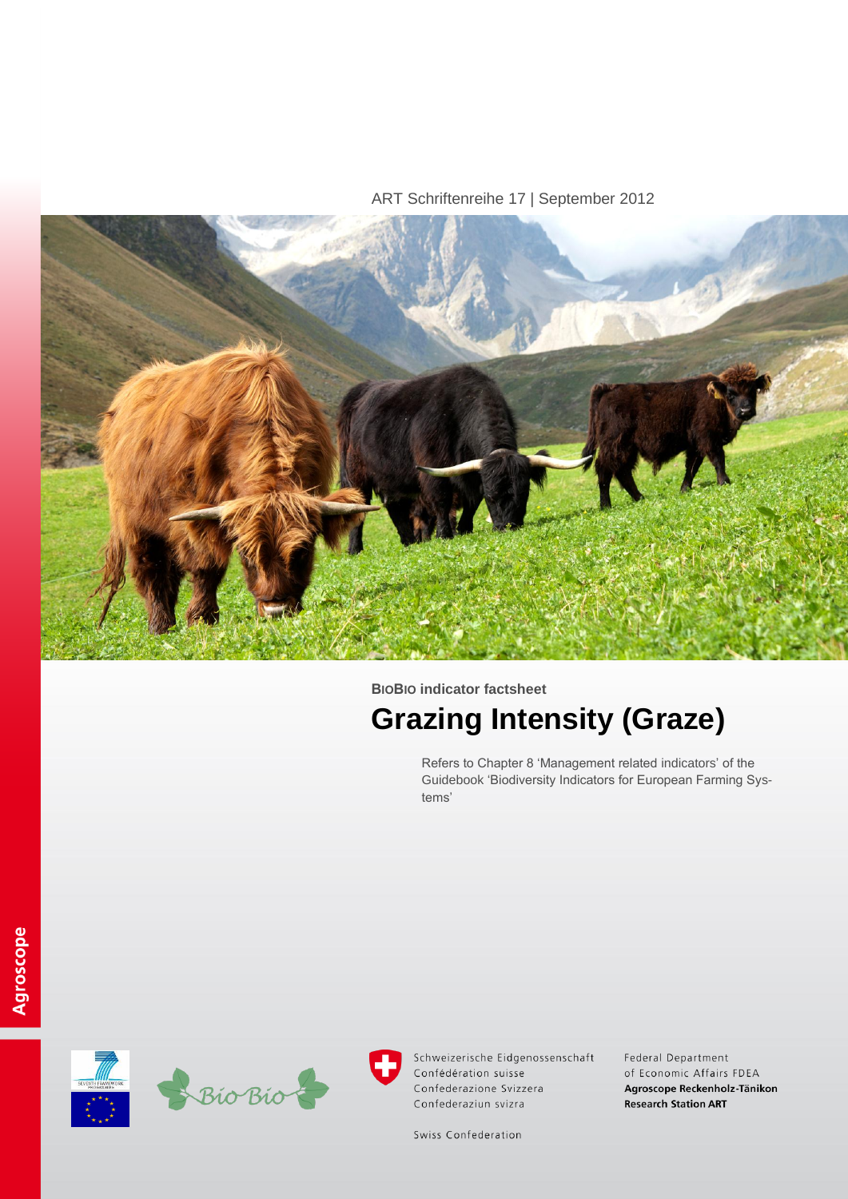ART Schriftenreihe 17 | September 2012

**BIOBIO indicator factsheet**

# Grazing Intensity (Graze)

Refers to Chapter 8 'Management related indicators' of the Guidebook 'Biodiversity Indicators for European Farming Systems'

Agroscope

Schweizerische Eidgenossenschaft
Confédération suisse
Confederazione Svizzera
Confederaziun svizra

Swiss Confederation

Federal Department
of Economic Affairs FDEA
**Agroscope Reckenholz-Tänikon Research Station ART**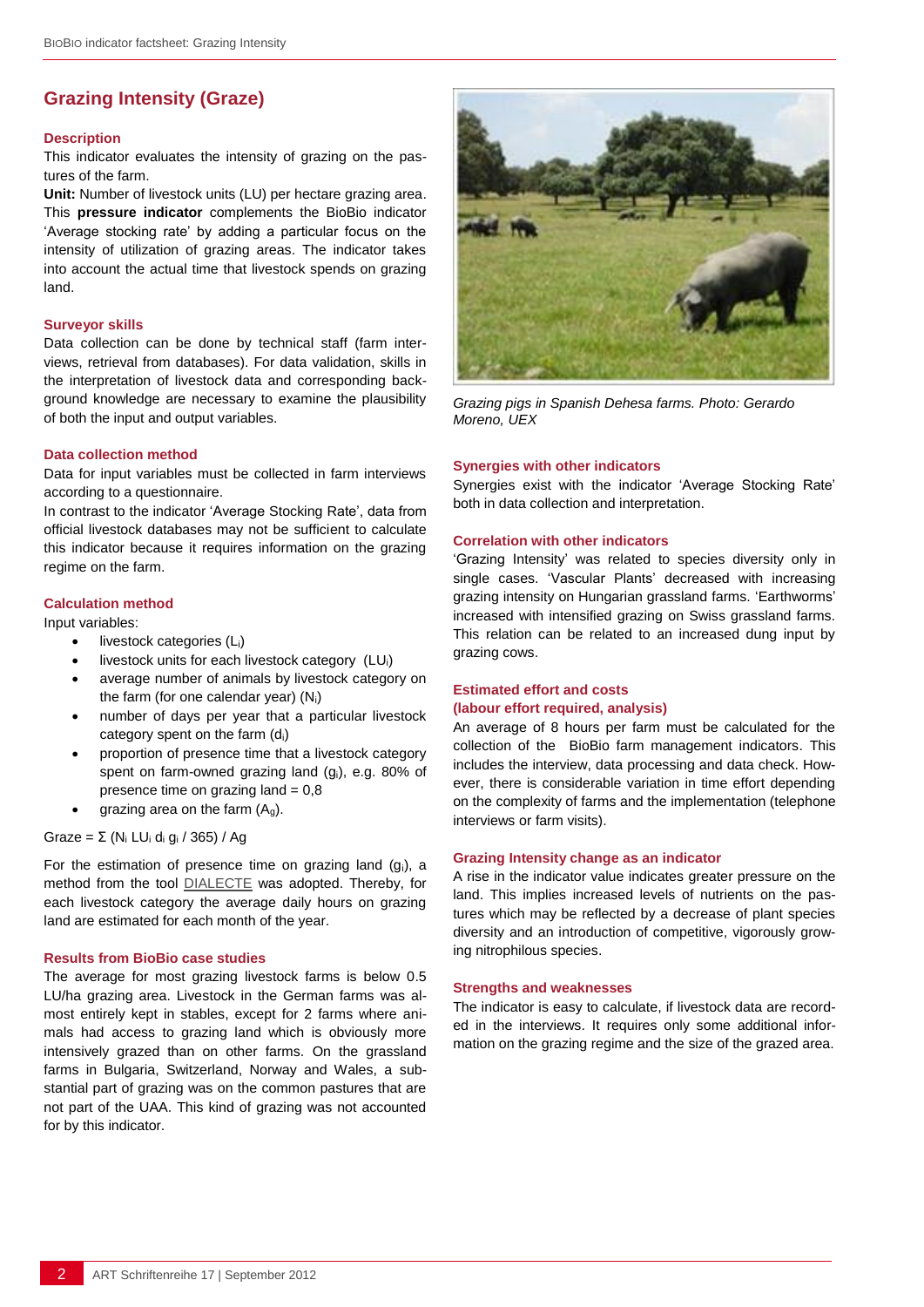# Grazing Intensity (Graze)

### Description

This indicator evaluates the intensity of grazing on the pastures of the farm.

**Unit:** Number of livestock units (LU) per hectare grazing area. This **pressure indicator** complements the BioBio indicator 'Average stocking rate' by adding a particular focus on the intensity of utilization of grazing areas. The indicator takes into account the actual time that livestock spends on grazing land.

### Surveyor skills

Data collection can be done by technical staff (farm interviews, retrieval from databases). For data validation, skills in the interpretation of livestock data and corresponding background knowledge are necessary to examine the plausibility of both the input and output variables.

### Data collection method

Data for input variables must be collected in farm interviews according to a questionnaire.

In contrast to the indicator 'Average Stocking Rate', data from official livestock databases may not be sufficient to calculate this indicator because it requires information on the grazing regime on the farm.

### Calculation method

Input variables:

- livestock categories ($L_i$)
- livestock units for each livestock category ($LU_i$)
- average number of animals by livestock category on the farm (for one calendar year) ($N_i$)
- number of days per year that a particular livestock category spent on the farm ($d_i$)
- proportion of presence time that a livestock category spent on farm-owned grazing land ($g_i$), e.g. 80% of presence time on grazing land = 0,8
- grazing area on the farm ($A_g$).

$$Graze = \Sigma (N_i \, LU_i \, d_i \, g_i / 365) / Ag$$

For the estimation of presence time on grazing land ($g_i$), a method from the tool DIALECTE was adopted. Thereby, for each livestock category the average daily hours on grazing land are estimated for each month of the year.

### Results from BioBio case studies

The average for most grazing livestock farms is below 0.5 LU/ha grazing area. Livestock in the German farms was almost entirely kept in stables, except for 2 farms where animals had access to grazing land which is obviously more intensively grazed than on other farms. On the grassland farms in Bulgaria, Switzerland, Norway and Wales, a substantial part of grazing was on the common pastures that are not part of the UAA. This kind of grazing was not accounted for by this indicator.

*Grazing pigs in Spanish Dehesa farms. Photo: Gerardo Moreno, UEX*

### Synergies with other indicators

Synergies exist with the indicator 'Average Stocking Rate' both in data collection and interpretation.

### Correlation with other indicators

'Grazing Intensity' was related to species diversity only in single cases. 'Vascular Plants' decreased with increasing grazing intensity on Hungarian grassland farms. 'Earthworms' increased with intensified grazing on Swiss grassland farms. This relation can be related to an increased dung input by grazing cows.

### Estimated effort and costs (labour effort required, analysis)

An average of 8 hours per farm must be calculated for the collection of the BioBio farm management indicators. This includes the interview, data processing and data check. However, there is considerable variation in time effort depending on the complexity of farms and the implementation (telephone interviews or farm visits).

### Grazing Intensity change as an indicator

A rise in the indicator value indicates greater pressure on the land. This implies increased levels of nutrients on the pastures which may be reflected by a decrease of plant species diversity and an introduction of competitive, vigorously growing nitrophilous species.

### Strengths and weaknesses

The indicator is easy to calculate, if livestock data are recorded in the interviews. It requires only some additional information on the grazing regime and the size of the grazed area.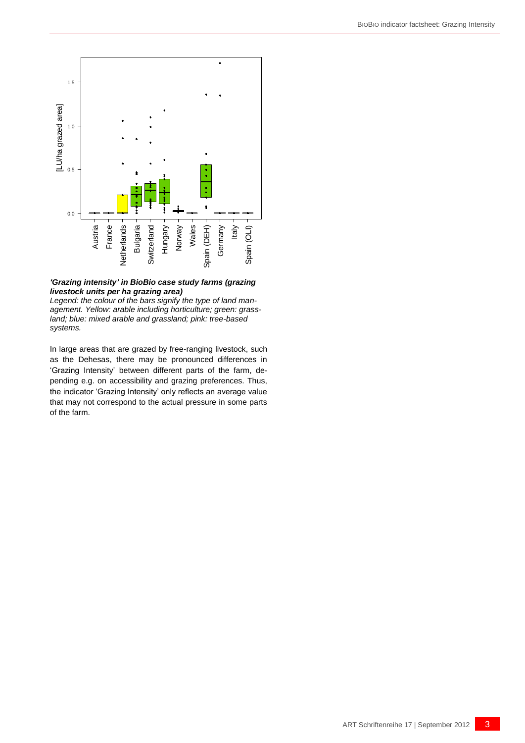***'Grazing intensity' in BioBio case study farms (grazing livestock units per ha grazing area)***

*Legend: the colour of the bars signify the type of land management. Yellow: arable including horticulture; green: grassland; blue: mixed arable and grassland; pink: tree-based systems.*

In large areas that are grazed by free-ranging livestock, such as the Dehesas, there may be pronounced differences in 'Grazing Intensity' between different parts of the farm, depending e.g. on accessibility and grazing preferences. Thus, the indicator 'Grazing Intensity' only reflects an average value that may not correspond to the actual pressure in some parts of the farm.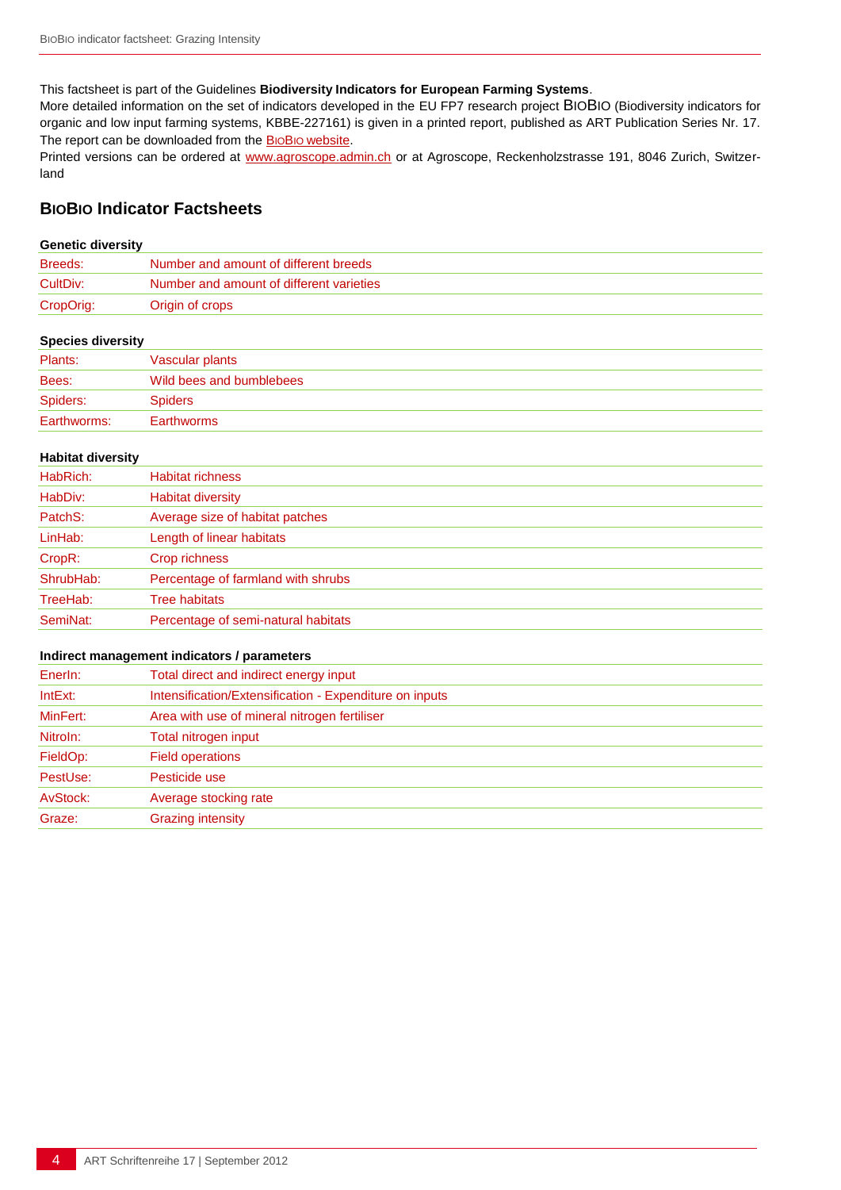This factsheet is part of the Guidelines **Biodiversity Indicators for European Farming Systems**.
More detailed information on the set of indicators developed in the EU FP7 research project BIOBIO (Biodiversity indicators for organic and low input farming systems, KBBE-227161) is given in a printed report, published as ART Publication Series Nr. 17. The report can be downloaded from the BIOBIO website.
Printed versions can be ordered at www.agroscope.admin.ch or at Agroscope, Reckenholzstrasse 191, 8046 Zurich, Switzerland

## BIOBIO Indicator Factsheets

**Genetic diversity**

| | |
|---|---|
| Breeds: | Number and amount of different breeds |
| CultDiv: | Number and amount of different varieties |
| CropOrig: | Origin of crops |

**Species diversity**

| | |
|---|---|
| Plants: | Vascular plants |
| Bees: | Wild bees and bumblebees |
| Spiders: | Spiders |
| Earthworms: | Earthworms |

**Habitat diversity**

| | |
|---|---|
| HabRich: | Habitat richness |
| HabDiv: | Habitat diversity |
| PatchS: | Average size of habitat patches |
| LinHab: | Length of linear habitats |
| CropR: | Crop richness |
| ShrubHab: | Percentage of farmland with shrubs |
| TreeHab: | Tree habitats |
| SemiNat: | Percentage of semi-natural habitats |

**Indirect management indicators / parameters**

| | |
|---|---|
| EnerIn: | Total direct and indirect energy input |
| IntExt: | Intensification/Extensification - Expenditure on inputs |
| MinFert: | Area with use of mineral nitrogen fertiliser |
| NitroIn: | Total nitrogen input |
| FieldOp: | Field operations |
| PestUse: | Pesticide use |
| AvStock: | Average stocking rate |
| Graze: | Grazing intensity |